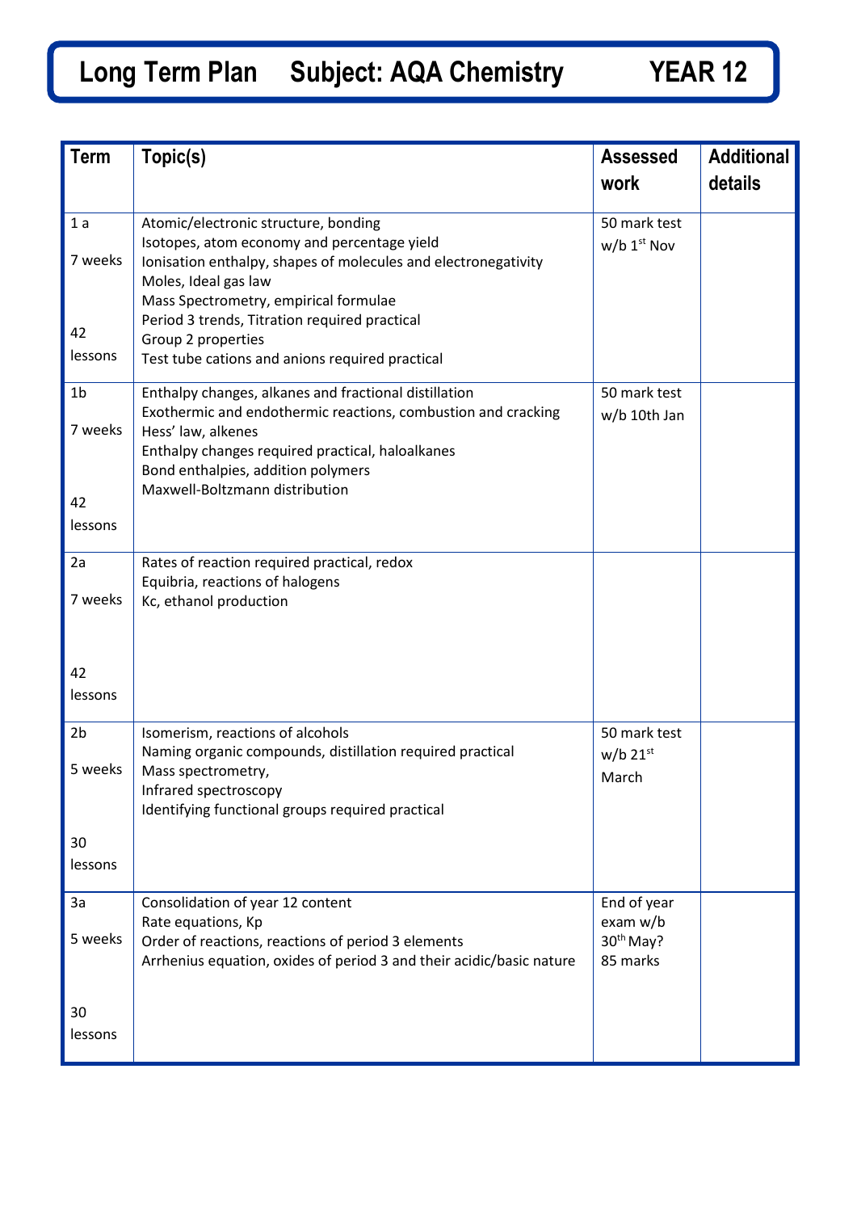# Long Term Plan Subject: AQA Chemistry YEAR 12

| Term | Topic(s) | Assessed work | Additional details |
|---|---|---|---|
| 1 a<br>7 weeks<br>42 lessons | Atomic/electronic structure, bonding<br>Isotopes, atom economy and percentage yield<br>Ionisation enthalpy, shapes of molecules and electronegativity<br>Moles, Ideal gas law<br>Mass Spectrometry, empirical formulae<br>Period 3 trends, Titration required practical<br>Group 2 properties<br>Test tube cations and anions required practical | 50 mark test w/b 1st Nov | |
| 1b<br>7 weeks<br>42 lessons | Enthalpy changes, alkanes and fractional distillation<br>Exothermic and endothermic reactions, combustion and cracking<br>Hess' law, alkenes<br>Enthalpy changes required practical, haloalkanes<br>Bond enthalpies, addition polymers<br>Maxwell-Boltzmann distribution | 50 mark test w/b 10th Jan | |
| 2a<br>7 weeks<br>42 lessons | Rates of reaction required practical, redox<br>Equibria, reactions of halogens<br>Kc, ethanol production | | |
| 2b<br>5 weeks<br>30 lessons | Isomerism, reactions of alcohols<br>Naming organic compounds, distillation required practical<br>Mass spectrometry,<br>Infrared spectroscopy<br>Identifying functional groups required practical | 50 mark test w/b 21st March | |
| 3a<br>5 weeks<br>30 lessons | Consolidation of year 12 content<br>Rate equations, Kp<br>Order of reactions, reactions of period 3 elements<br>Arrhenius equation, oxides of period 3 and their acidic/basic nature | End of year exam w/b 30th May? 85 marks | |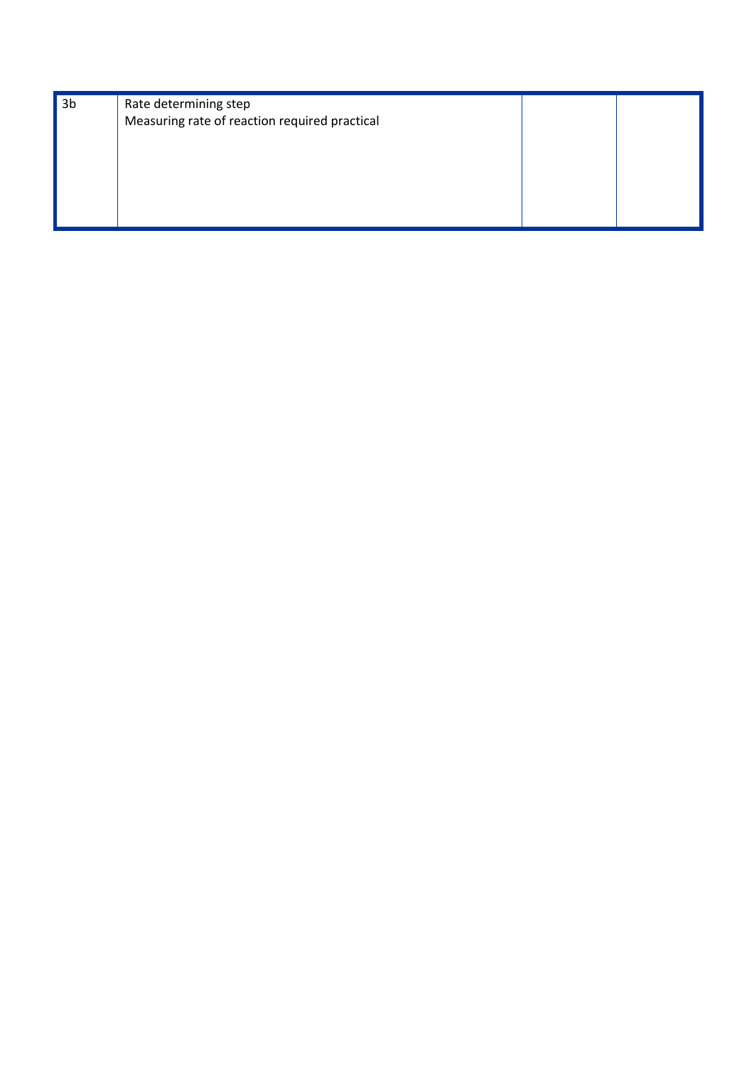| | | | |
|---|---|---|---|
| 3b | Rate determining step<br>Measuring rate of reaction required practical | | |